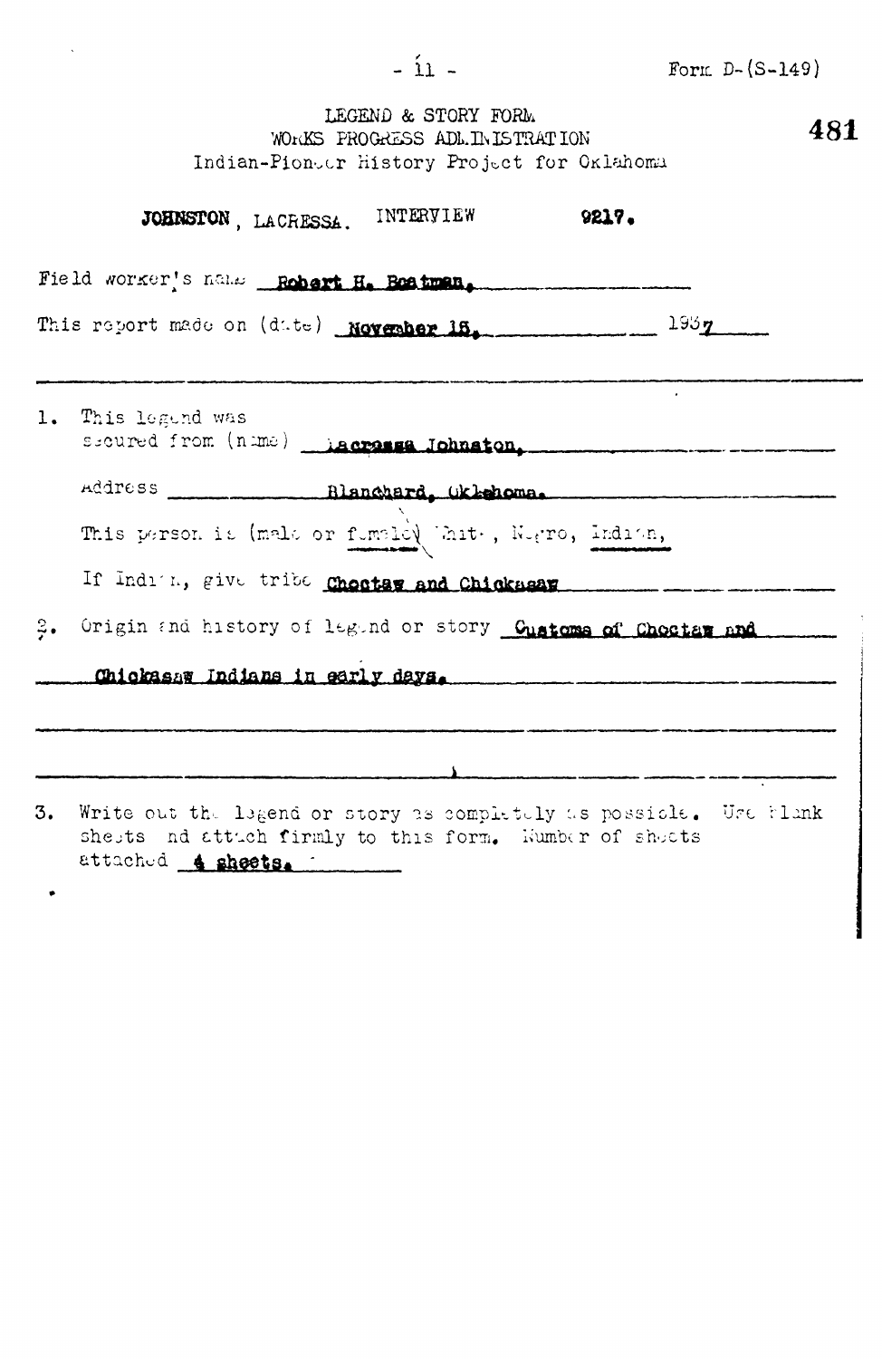Form D-(S-149)

LEGEND & STORY FORM
WORKS PROGRESS ADMINISTRATION
Indian-Pioneer History Project for Oklahoma

481

**JOHNSTON**, LACRESSA. INTERVIEW **9217.**

Field worker's name **Robert H. Boatman.**

This report made on (date) **November 15,** 1937

1. This legend was secured from (name) **Lacressa Johnston.**

   Address **Blanchard, Oklahoma.**

   This person is (male or female) White, Negro, Indian,

   If Indian, give tribe **Choctaw and Chickasaw**

2. Origin and history of legend or story **Customs of Choctaw and Chickasaw Indians in early days.**

3. Write out the legend or story as completely as possible. Use blank sheets and attach firmly to this form. Number of sheets attached **4 sheets.**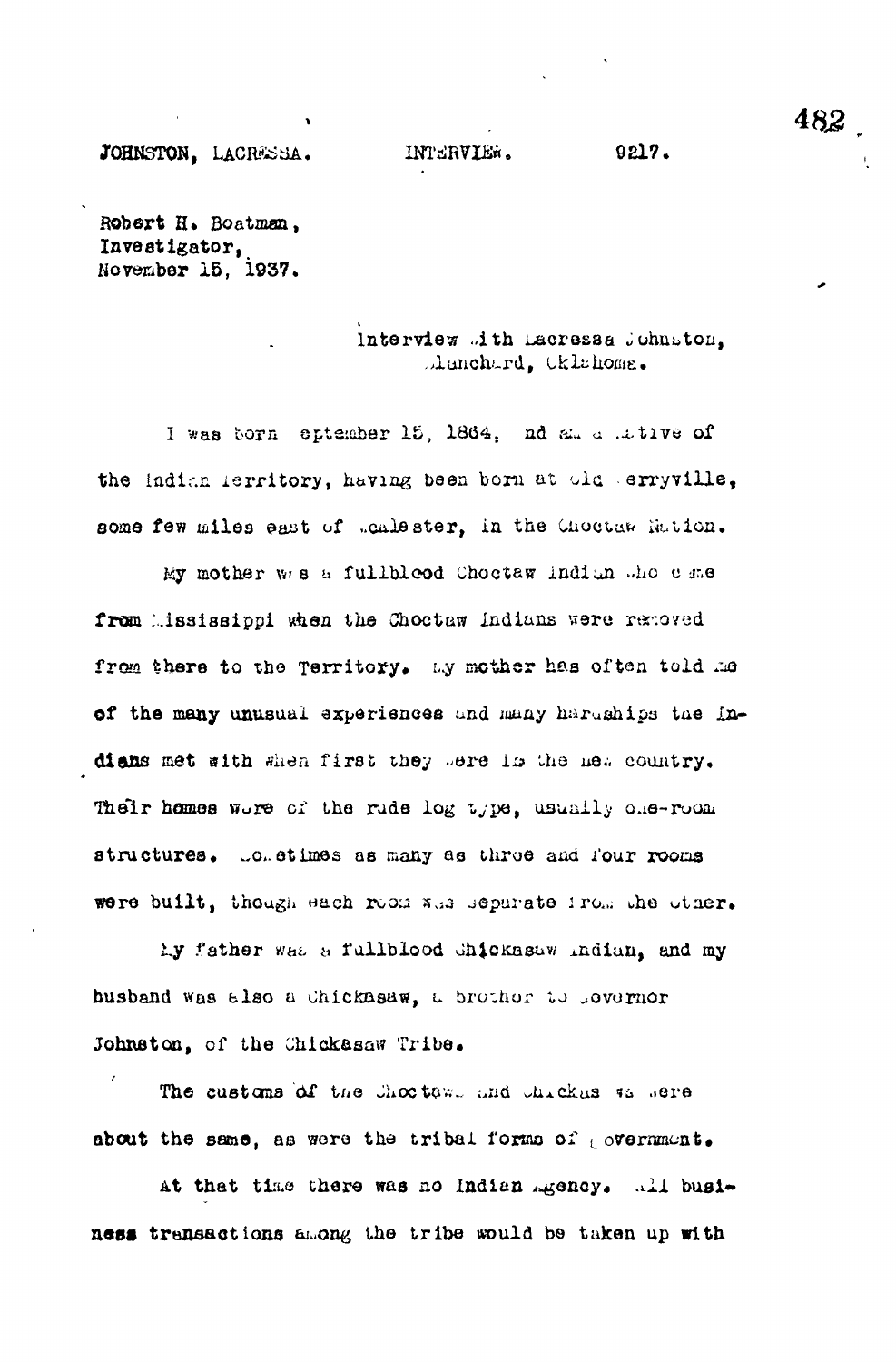JOHNSTON, LACRESSA. INTERVIEW. 9217.

Robert H. Boatman,
Investigator,
November 15, 1937.

Interview with Lacressa Johnston,
Blanchard, Oklahoma.

I was born September 15, 1864, and am a native of the Indian Territory, having been born at Old Perryville, some few miles east of McAlester, in the Choctaw Nation.

My mother was a fullblood Choctaw Indian who came from Mississippi when the Choctaw Indians were removed from there to the Territory. My mother has often told me of the many unusual experiences and many hardships the Indians met with when first they were in the new country. Their homes were of the rude log type, usually one-room structures. Sometimes as many as three and four rooms were built, though each room was separate from the other.

My father was a fullblood Chickasaw Indian, and my husband was also a Chickasaw, a brother to Governor Johnston, of the Chickasaw Tribe.

The customs of the Choctaws and Chickasaws were about the same, as were the tribal forms of government.

At that time there was no Indian Agency. All business transactions among the tribe would be taken up with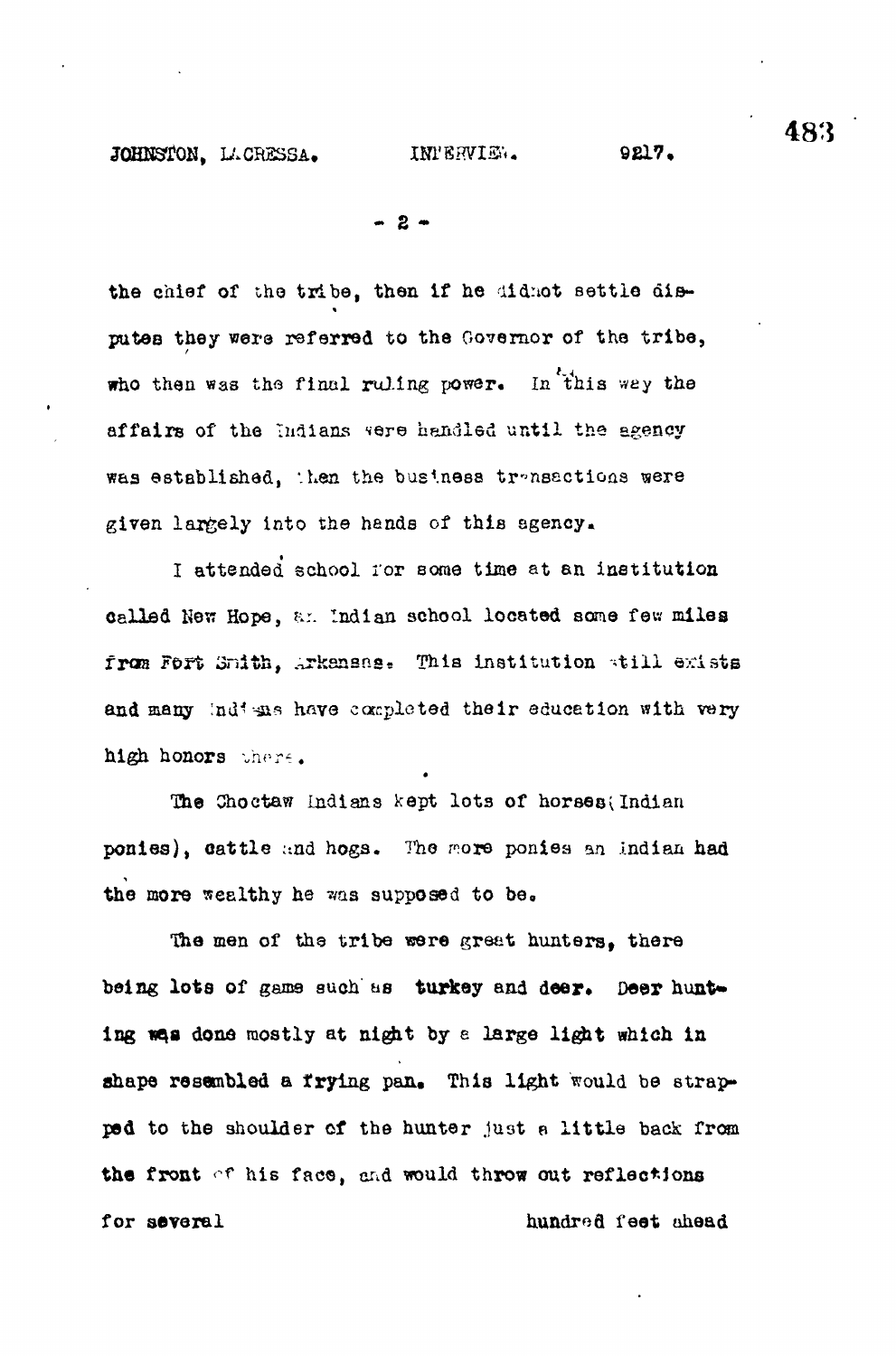the chief of the tribe, then if he didnot settle disputes they were referred to the Governor of the tribe, who then was the final ruling power. In this way the affairs of the Indians were handled until the agency was established, then the business transactions were given largely into the hands of this agency.

I attended school for some time at an institution called New Hope, an Indian school located some few miles from Fort Smith, Arkansas. This institution still exists and many Indians have completed their education with very high honors there.

The Choctaw Indians kept lots of horses (Indian ponies), cattle and hogs. The more ponies an Indian had the more wealthy he was supposed to be.

The men of the tribe were great hunters, there being lots of game such as turkey and deer. Deer hunting was done mostly at night by a large light which in shape resembled a frying pan. This light would be strapped to the shoulder of the hunter just a little back from the front of his face, and would throw out reflections for several hundred feet ahead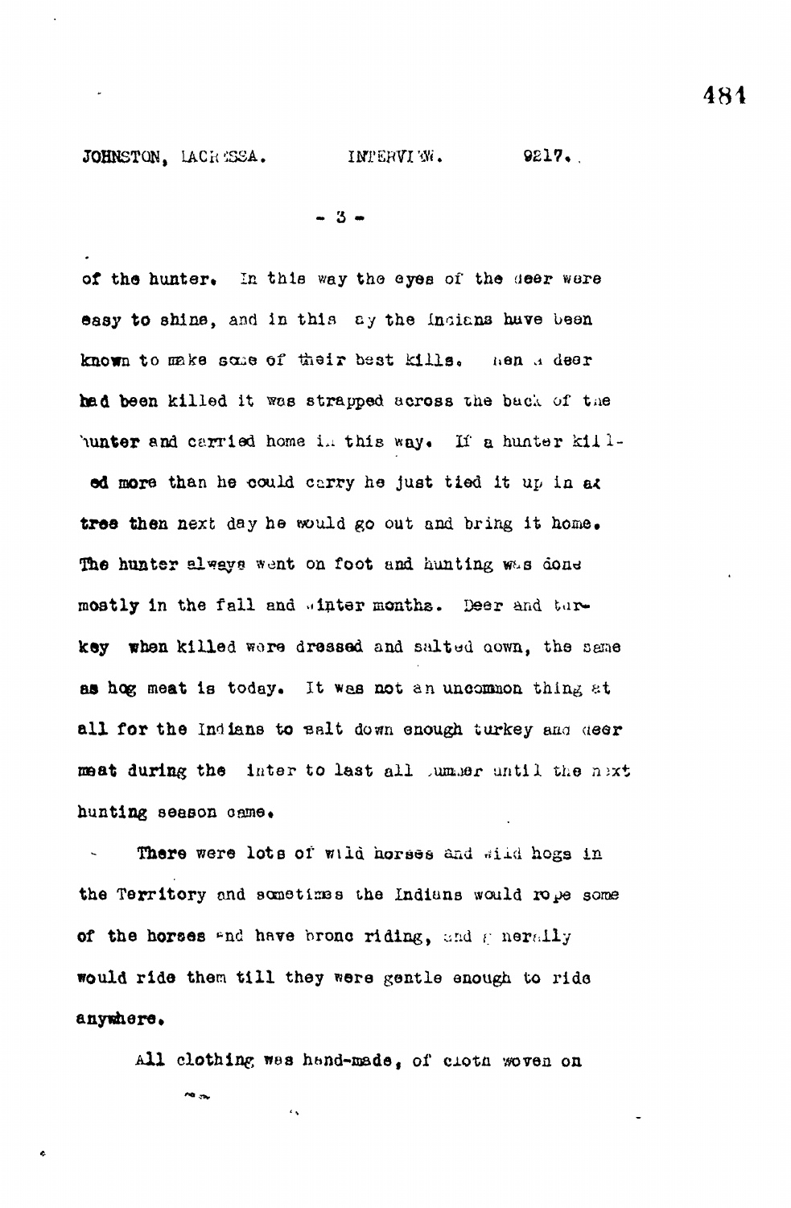of the hunter. In this way the eyes of the deer were easy to shine, and in this way the Indians have been known to make some of their best kills. When a deer had been killed it was strapped across the back of the hunter and carried home in this way. If a hunter killed more than he could carry he just tied it up in a tree then next day he would go out and bring it home. The hunter always went on foot and hunting was done mostly in the fall and winter months. Deer and turkey when killed were dressed and salted down, the same as hog meat is today. It was not an uncommon thing at all for the Indians to salt down enough turkey and deer meat during the winter to last all summer until the next hunting season came.

There were lots of wild horses and wild hogs in the Territory and sometimes the Indians would rope some of the horses and have bronc riding, and generally would ride them till they were gentle enough to ride anywhere.

All clothing was hand-made, of cloth woven on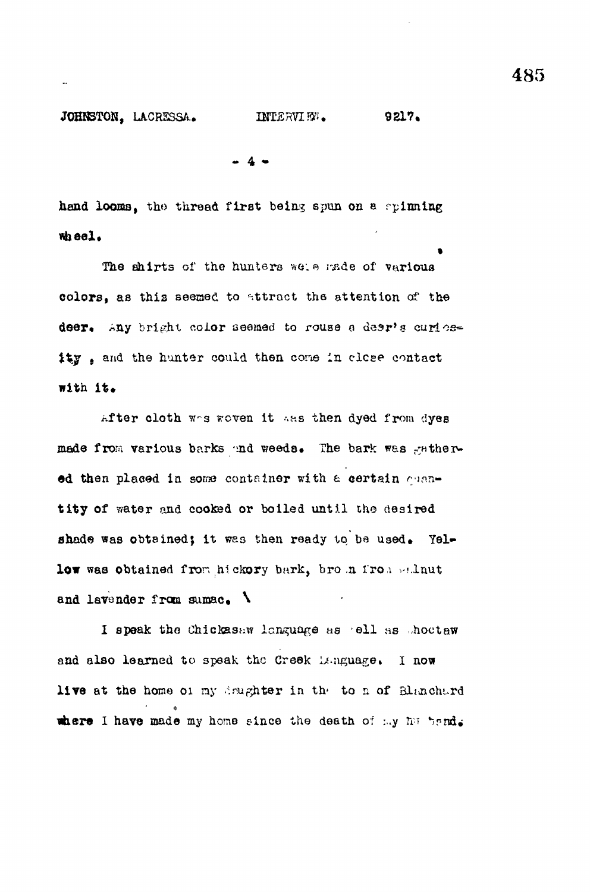hand looms, the thread first being spun on a spinning wheel.

The shirts of the hunters were made of various colors, as this seemed to attract the attention of the deer. Any bright color seemed to rouse a deer's curiosity, and the hunter could then come in close contact with it.

After cloth was woven it was then dyed from dyes made from various barks and weeds. The bark was gathered then placed in some container with a certain quantity of water and cooked or boiled until the desired shade was obtained; it was then ready to be used. Yellow was obtained from hickory bark, brown from walnut and lavender from sumac.

I speak the Chickasaw language as well as Choctaw and also learned to speak the Creek language. I now live at the home of my daughter in the town of Blanchard where I have made my home since the death of my husband.